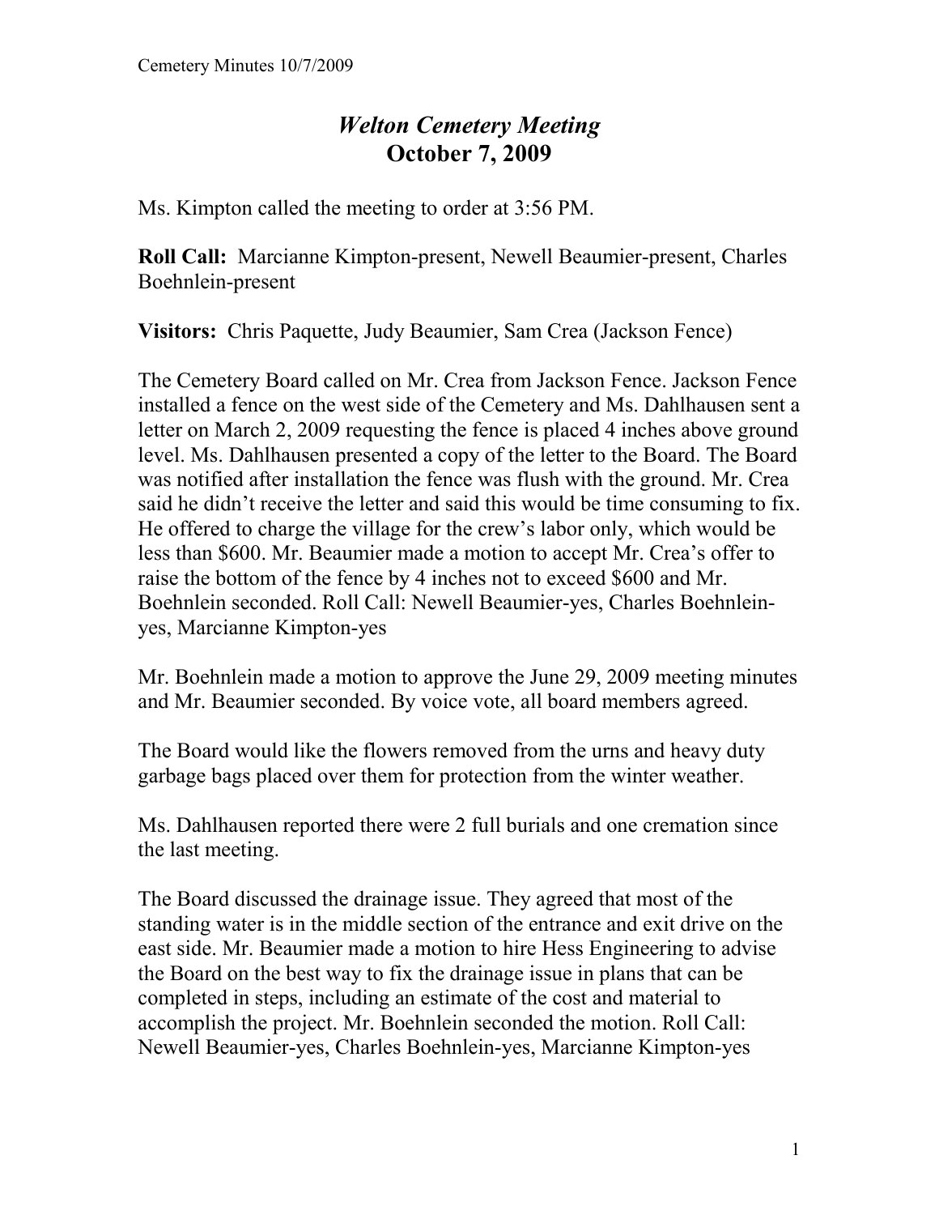# *Welton Cemetery Meeting*
# October 7, 2009

Ms. Kimpton called the meeting to order at 3:56 PM.

**Roll Call:** Marcianne Kimpton-present, Newell Beaumier-present, Charles Boehnlein-present

**Visitors:** Chris Paquette, Judy Beaumier, Sam Crea (Jackson Fence)

The Cemetery Board called on Mr. Crea from Jackson Fence. Jackson Fence installed a fence on the west side of the Cemetery and Ms. Dahlhausen sent a letter on March 2, 2009 requesting the fence is placed 4 inches above ground level. Ms. Dahlhausen presented a copy of the letter to the Board. The Board was notified after installation the fence was flush with the ground. Mr. Crea said he didn't receive the letter and said this would be time consuming to fix. He offered to charge the village for the crew's labor only, which would be less than $600. Mr. Beaumier made a motion to accept Mr. Crea's offer to raise the bottom of the fence by 4 inches not to exceed $600 and Mr. Boehnlein seconded. Roll Call: Newell Beaumier-yes, Charles Boehnlein-yes, Marcianne Kimpton-yes

Mr. Boehnlein made a motion to approve the June 29, 2009 meeting minutes and Mr. Beaumier seconded. By voice vote, all board members agreed.

The Board would like the flowers removed from the urns and heavy duty garbage bags placed over them for protection from the winter weather.

Ms. Dahlhausen reported there were 2 full burials and one cremation since the last meeting.

The Board discussed the drainage issue. They agreed that most of the standing water is in the middle section of the entrance and exit drive on the east side. Mr. Beaumier made a motion to hire Hess Engineering to advise the Board on the best way to fix the drainage issue in plans that can be completed in steps, including an estimate of the cost and material to accomplish the project. Mr. Boehnlein seconded the motion. Roll Call: Newell Beaumier-yes, Charles Boehnlein-yes, Marcianne Kimpton-yes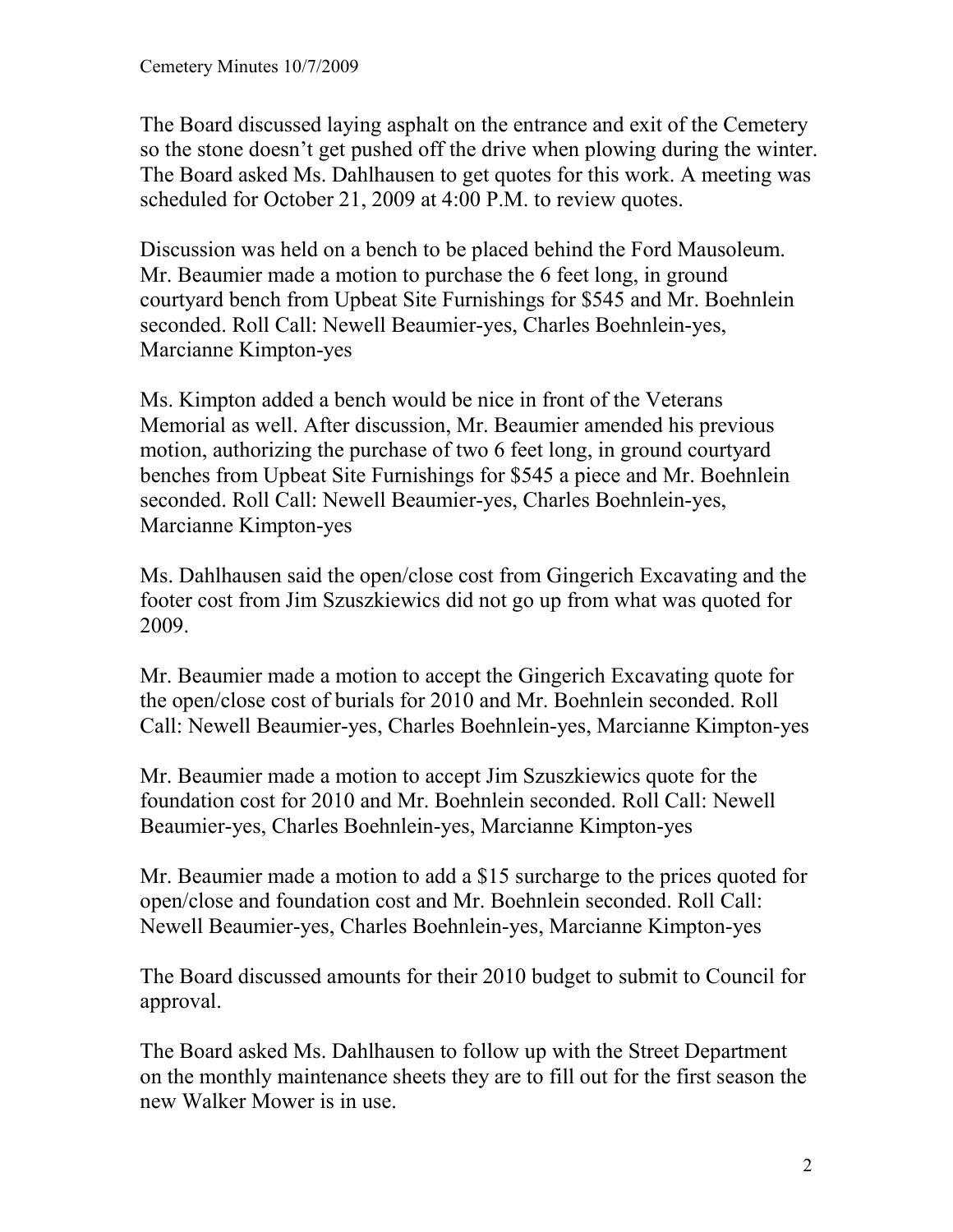The Board discussed laying asphalt on the entrance and exit of the Cemetery so the stone doesn't get pushed off the drive when plowing during the winter. The Board asked Ms. Dahlhausen to get quotes for this work. A meeting was scheduled for October 21, 2009 at 4:00 P.M. to review quotes.

Discussion was held on a bench to be placed behind the Ford Mausoleum. Mr. Beaumier made a motion to purchase the 6 feet long, in ground courtyard bench from Upbeat Site Furnishings for $545 and Mr. Boehnlein seconded. Roll Call: Newell Beaumier-yes, Charles Boehnlein-yes, Marcianne Kimpton-yes

Ms. Kimpton added a bench would be nice in front of the Veterans Memorial as well. After discussion, Mr. Beaumier amended his previous motion, authorizing the purchase of two 6 feet long, in ground courtyard benches from Upbeat Site Furnishings for $545 a piece and Mr. Boehnlein seconded. Roll Call: Newell Beaumier-yes, Charles Boehnlein-yes, Marcianne Kimpton-yes

Ms. Dahlhausen said the open/close cost from Gingerich Excavating and the footer cost from Jim Szuszkiewics did not go up from what was quoted for 2009.

Mr. Beaumier made a motion to accept the Gingerich Excavating quote for the open/close cost of burials for 2010 and Mr. Boehnlein seconded. Roll Call: Newell Beaumier-yes, Charles Boehnlein-yes, Marcianne Kimpton-yes

Mr. Beaumier made a motion to accept Jim Szuszkiewics quote for the foundation cost for 2010 and Mr. Boehnlein seconded. Roll Call: Newell Beaumier-yes, Charles Boehnlein-yes, Marcianne Kimpton-yes

Mr. Beaumier made a motion to add a $15 surcharge to the prices quoted for open/close and foundation cost and Mr. Boehnlein seconded. Roll Call: Newell Beaumier-yes, Charles Boehnlein-yes, Marcianne Kimpton-yes

The Board discussed amounts for their 2010 budget to submit to Council for approval.

The Board asked Ms. Dahlhausen to follow up with the Street Department on the monthly maintenance sheets they are to fill out for the first season the new Walker Mower is in use.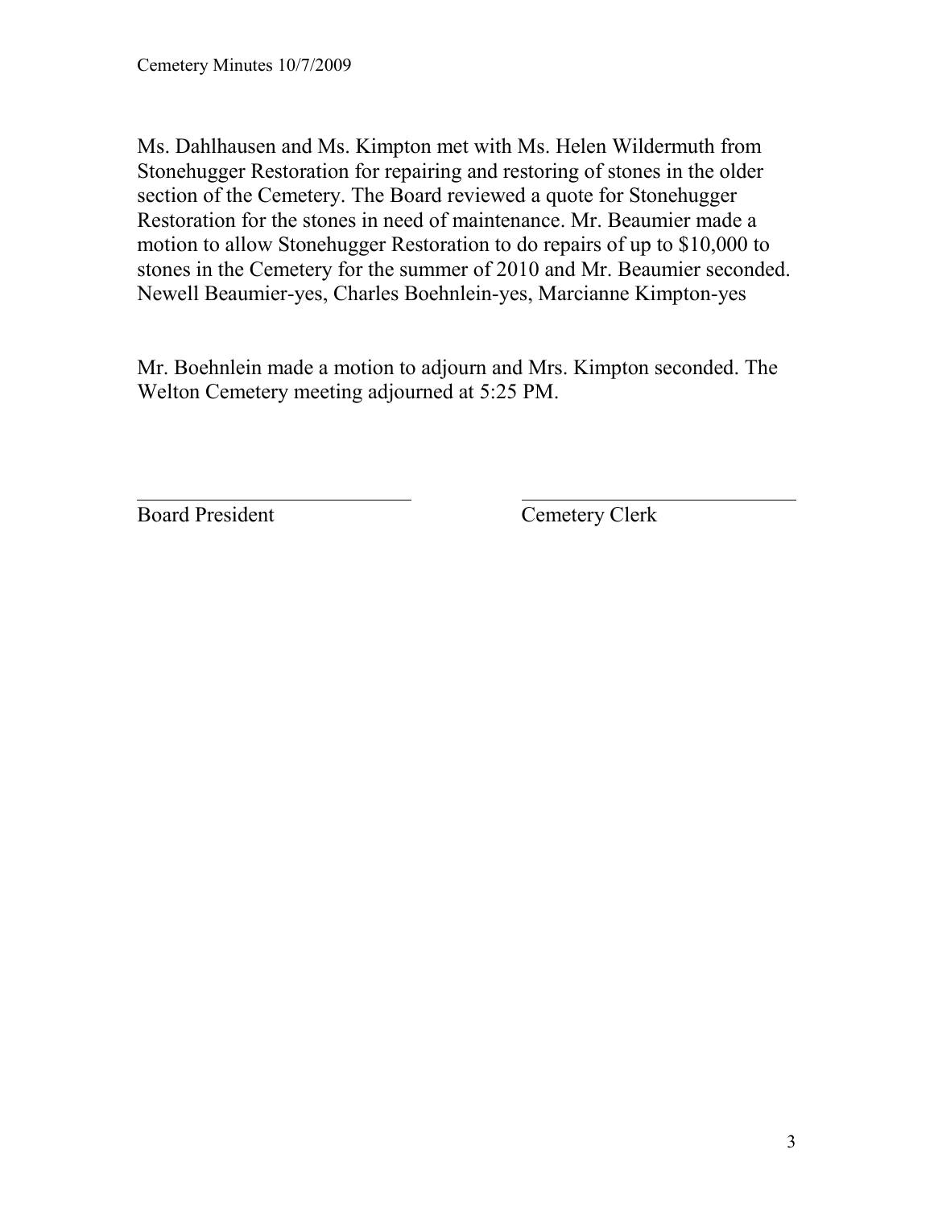Ms. Dahlhausen and Ms. Kimpton met with Ms. Helen Wildermuth from Stonehugger Restoration for repairing and restoring of stones in the older section of the Cemetery. The Board reviewed a quote for Stonehugger Restoration for the stones in need of maintenance. Mr. Beaumier made a motion to allow Stonehugger Restoration to do repairs of up to $10,000 to stones in the Cemetery for the summer of 2010 and Mr. Beaumier seconded. Newell Beaumier-yes, Charles Boehnlein-yes, Marcianne Kimpton-yes

Mr. Boehnlein made a motion to adjourn and Mrs. Kimpton seconded. The Welton Cemetery meeting adjourned at 5:25 PM.

\_\_\_\_\_\_\_\_\_\_\_\_\_\_\_\_\_\_\_\_\_\_\_\_\_\_\_\_ \_\_\_\_\_\_\_\_\_\_\_\_\_\_\_\_\_\_\_\_\_\_\_\_\_\_\_\_

Board President Cemetery Clerk